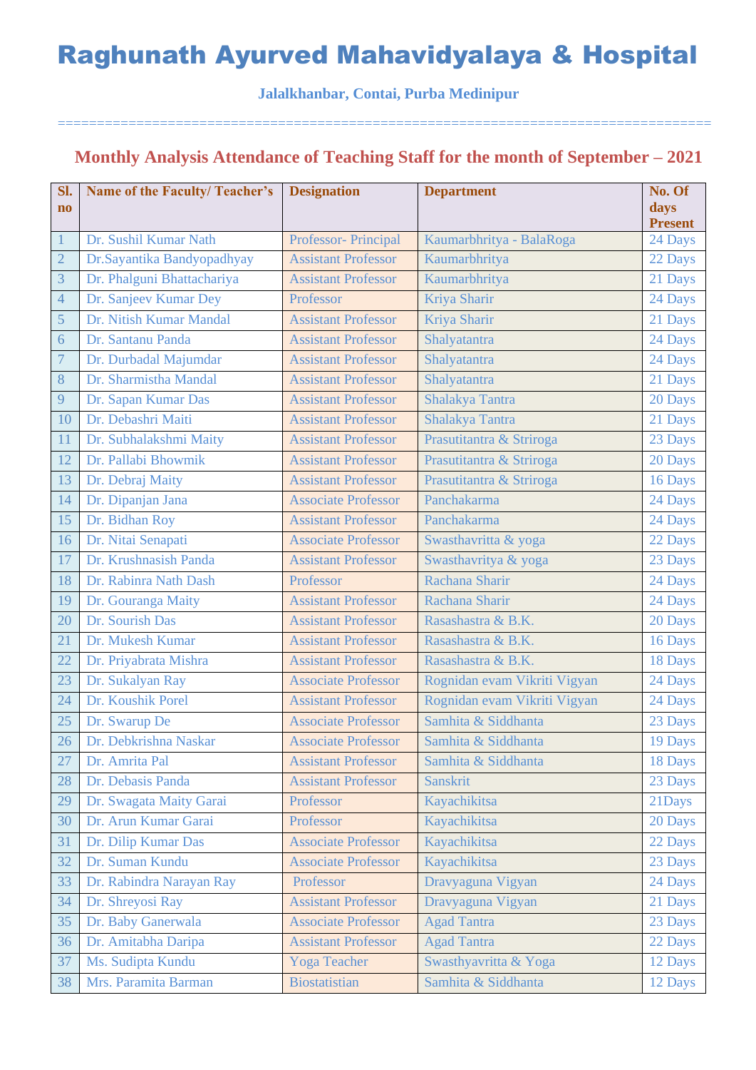# Raghunath Ayurved Mahavidyalaya & Hospital

**Jalalkhanbar, Contai, Purba Medinipur**

================================================================================

## Monthly Analysis Attendance of Teaching Staff for the month of September – 2021

| Sl. no | Name of the Faculty/ Teacher's | Designation | Department | No. Of days Present |
|---|---|---|---|---|
| 1 | Dr. Sushil Kumar Nath | Professor- Principal | Kaumarbhritya - BalaRoga | 24 Days |
| 2 | Dr.Sayantika Bandyopadhyay | Assistant Professor | Kaumarbhritya | 22 Days |
| 3 | Dr. Phalguni Bhattachariya | Assistant Professor | Kaumarbhritya | 21 Days |
| 4 | Dr. Sanjeev Kumar Dey | Professor | Kriya Sharir | 24 Days |
| 5 | Dr. Nitish Kumar Mandal | Assistant Professor | Kriya Sharir | 21 Days |
| 6 | Dr. Santanu Panda | Assistant Professor | Shalyatantra | 24 Days |
| 7 | Dr. Durbadal Majumdar | Assistant Professor | Shalyatantra | 24 Days |
| 8 | Dr. Sharmistha Mandal | Assistant Professor | Shalyatantra | 21 Days |
| 9 | Dr. Sapan Kumar Das | Assistant Professor | Shalakya Tantra | 20 Days |
| 10 | Dr. Debashri Maiti | Assistant Professor | Shalakya Tantra | 21 Days |
| 11 | Dr. Subhalakshmi Maity | Assistant Professor | Prasutitantra & Striroga | 23 Days |
| 12 | Dr. Pallabi Bhowmik | Assistant Professor | Prasutitantra & Striroga | 20 Days |
| 13 | Dr. Debraj Maity | Assistant Professor | Prasutitantra & Striroga | 16 Days |
| 14 | Dr. Dipanjan Jana | Associate Professor | Panchakarma | 24 Days |
| 15 | Dr. Bidhan Roy | Assistant Professor | Panchakarma | 24 Days |
| 16 | Dr. Nitai Senapati | Associate Professor | Swasthavritta & yoga | 22 Days |
| 17 | Dr. Krushnasish Panda | Assistant Professor | Swasthavritya & yoga | 23 Days |
| 18 | Dr. Rabinra Nath Dash | Professor | Rachana Sharir | 24 Days |
| 19 | Dr. Gouranga Maity | Assistant Professor | Rachana Sharir | 24 Days |
| 20 | Dr. Sourish Das | Assistant Professor | Rasashastra & B.K. | 20 Days |
| 21 | Dr. Mukesh Kumar | Assistant Professor | Rasashastra & B.K. | 16 Days |
| 22 | Dr. Priyabrata Mishra | Assistant Professor | Rasashastra & B.K. | 18 Days |
| 23 | Dr. Sukalyan Ray | Associate Professor | Rognidan evam Vikriti Vigyan | 24 Days |
| 24 | Dr. Koushik Porel | Assistant Professor | Rognidan evam Vikriti Vigyan | 24 Days |
| 25 | Dr. Swarup De | Associate Professor | Samhita & Siddhanta | 23 Days |
| 26 | Dr. Debkrishna Naskar | Associate Professor | Samhita & Siddhanta | 19 Days |
| 27 | Dr. Amrita Pal | Assistant Professor | Samhita & Siddhanta | 18 Days |
| 28 | Dr. Debasis Panda | Assistant Professor | Sanskrit | 23 Days |
| 29 | Dr. Swagata Maity Garai | Professor | Kayachikitsa | 21Days |
| 30 | Dr. Arun Kumar Garai | Professor | Kayachikitsa | 20 Days |
| 31 | Dr. Dilip Kumar Das | Associate Professor | Kayachikitsa | 22 Days |
| 32 | Dr. Suman Kundu | Associate Professor | Kayachikitsa | 23 Days |
| 33 | Dr. Rabindra Narayan Ray | Professor | Dravyaguna Vigyan | 24 Days |
| 34 | Dr. Shreyosi Ray | Assistant Professor | Dravyaguna Vigyan | 21 Days |
| 35 | Dr. Baby Ganerwala | Associate Professor | Agad Tantra | 23 Days |
| 36 | Dr. Amitabha Daripa | Assistant Professor | Agad Tantra | 22 Days |
| 37 | Ms. Sudipta Kundu | Yoga Teacher | Swasthyavritta & Yoga | 12 Days |
| 38 | Mrs. Paramita Barman | Biostatistian | Samhita & Siddhanta | 12 Days |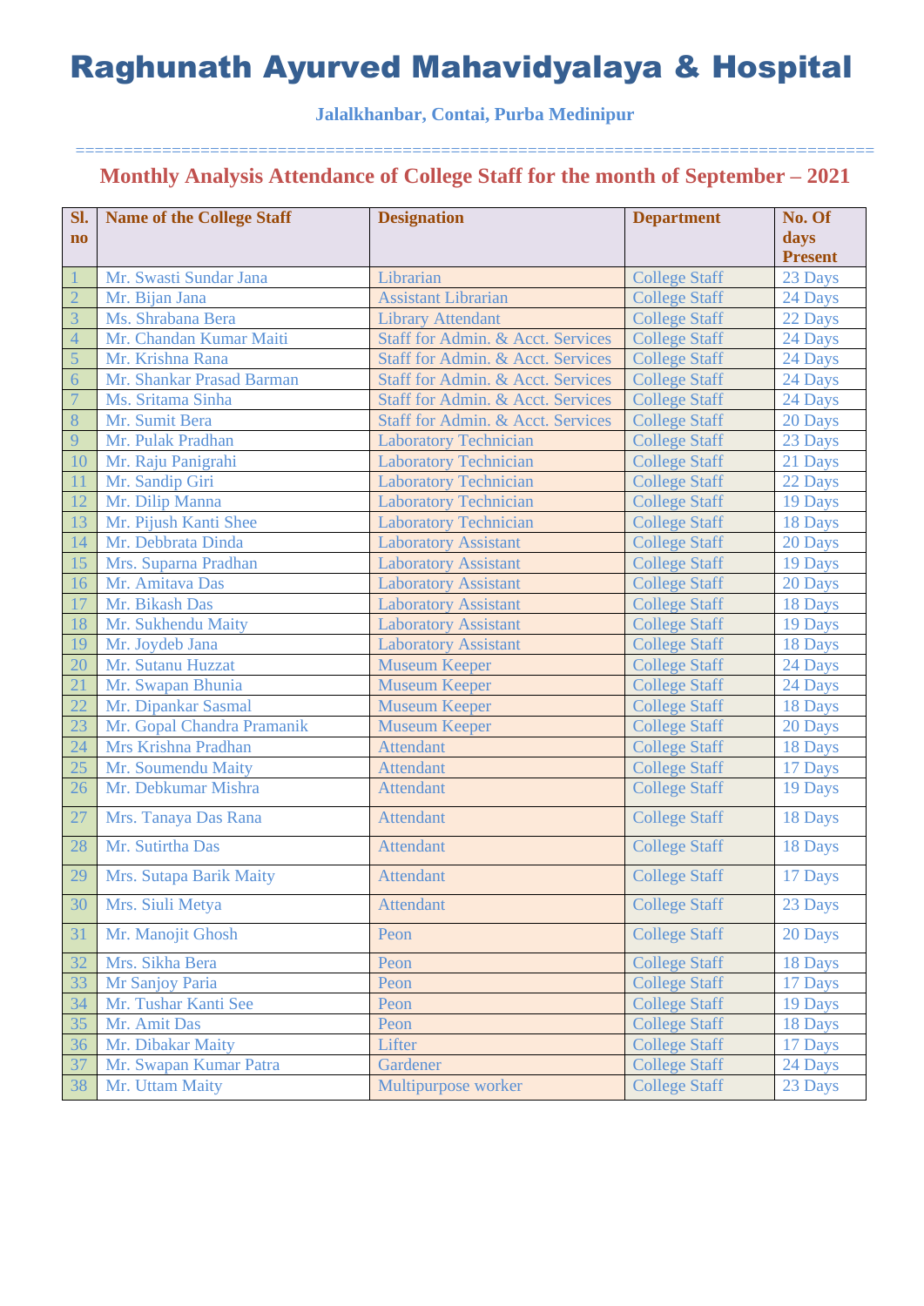# Raghunath Ayurved Mahavidyalaya & Hospital

**Jalalkhanbar, Contai, Purba Medinipur**

==============================================================================

## Monthly Analysis Attendance of College Staff for the month of September – 2021

| Sl. no | Name of the College Staff | Designation | Department | No. Of days Present |
|---|---|---|---|---|
| 1 | Mr. Swasti Sundar Jana | Librarian | College Staff | 23 Days |
| 2 | Mr. Bijan Jana | Assistant Librarian | College Staff | 24 Days |
| 3 | Ms. Shrabana Bera | Library Attendant | College Staff | 22 Days |
| 4 | Mr. Chandan Kumar Maiti | Staff for Admin. & Acct. Services | College Staff | 24 Days |
| 5 | Mr. Krishna Rana | Staff for Admin. & Acct. Services | College Staff | 24 Days |
| 6 | Mr. Shankar Prasad Barman | Staff for Admin. & Acct. Services | College Staff | 24 Days |
| 7 | Ms. Sritama Sinha | Staff for Admin. & Acct. Services | College Staff | 24 Days |
| 8 | Mr. Sumit Bera | Staff for Admin. & Acct. Services | College Staff | 20 Days |
| 9 | Mr. Pulak Pradhan | Laboratory Technician | College Staff | 23 Days |
| 10 | Mr. Raju Panigrahi | Laboratory Technician | College Staff | 21 Days |
| 11 | Mr. Sandip Giri | Laboratory Technician | College Staff | 22 Days |
| 12 | Mr. Dilip Manna | Laboratory Technician | College Staff | 19 Days |
| 13 | Mr. Pijush Kanti Shee | Laboratory Technician | College Staff | 18 Days |
| 14 | Mr. Debbrata Dinda | Laboratory Assistant | College Staff | 20 Days |
| 15 | Mrs. Suparna Pradhan | Laboratory Assistant | College Staff | 19 Days |
| 16 | Mr. Amitava Das | Laboratory Assistant | College Staff | 20 Days |
| 17 | Mr. Bikash Das | Laboratory Assistant | College Staff | 18 Days |
| 18 | Mr. Sukhendu Maity | Laboratory Assistant | College Staff | 19 Days |
| 19 | Mr. Joydeb Jana | Laboratory Assistant | College Staff | 18 Days |
| 20 | Mr. Sutanu Huzzat | Museum Keeper | College Staff | 24 Days |
| 21 | Mr. Swapan Bhunia | Museum Keeper | College Staff | 24 Days |
| 22 | Mr. Dipankar Sasmal | Museum Keeper | College Staff | 18 Days |
| 23 | Mr. Gopal Chandra Pramanik | Museum Keeper | College Staff | 20 Days |
| 24 | Mrs Krishna Pradhan | Attendant | College Staff | 18 Days |
| 25 | Mr. Soumendu Maity | Attendant | College Staff | 17 Days |
| 26 | Mr. Debkumar Mishra | Attendant | College Staff | 19 Days |
| 27 | Mrs. Tanaya Das Rana | Attendant | College Staff | 18 Days |
| 28 | Mr. Sutirtha Das | Attendant | College Staff | 18 Days |
| 29 | Mrs. Sutapa Barik Maity | Attendant | College Staff | 17 Days |
| 30 | Mrs. Siuli Metya | Attendant | College Staff | 23 Days |
| 31 | Mr. Manojit Ghosh | Peon | College Staff | 20 Days |
| 32 | Mrs. Sikha Bera | Peon | College Staff | 18 Days |
| 33 | Mr Sanjoy Paria | Peon | College Staff | 17 Days |
| 34 | Mr. Tushar Kanti See | Peon | College Staff | 19 Days |
| 35 | Mr. Amit Das | Peon | College Staff | 18 Days |
| 36 | Mr. Dibakar Maity | Lifter | College Staff | 17 Days |
| 37 | Mr. Swapan Kumar Patra | Gardener | College Staff | 24 Days |
| 38 | Mr. Uttam Maity | Multipurpose worker | College Staff | 23 Days |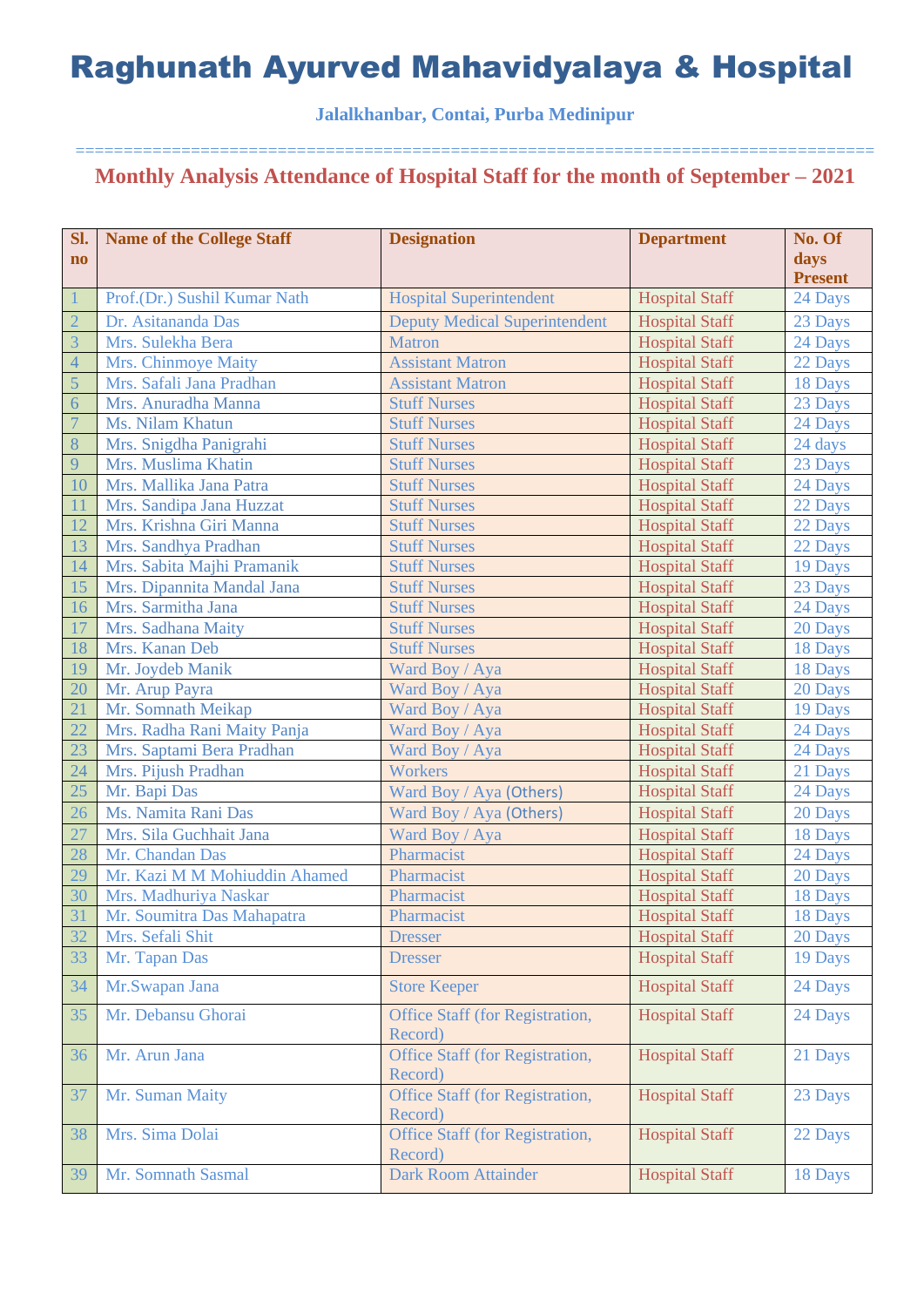# Raghunath Ayurved Mahavidyalaya & Hospital

**Jalalkhanbar, Contai, Purba Medinipur**

================================================================================

## Monthly Analysis Attendance of Hospital Staff for the month of September – 2021

| Sl. no | Name of the College Staff | Designation | Department | No. Of days Present |
|---|---|---|---|---|
| 1 | Prof.(Dr.) Sushil Kumar Nath | Hospital Superintendent | Hospital Staff | 24 Days |
| 2 | Dr. Asitananda Das | Deputy Medical Superintendent | Hospital Staff | 23 Days |
| 3 | Mrs. Sulekha Bera | Matron | Hospital Staff | 24 Days |
| 4 | Mrs. Chinmoye Maity | Assistant Matron | Hospital Staff | 22 Days |
| 5 | Mrs. Safali Jana Pradhan | Assistant Matron | Hospital Staff | 18 Days |
| 6 | Mrs. Anuradha Manna | Stuff Nurses | Hospital Staff | 23 Days |
| 7 | Ms. Nilam Khatun | Stuff Nurses | Hospital Staff | 24 Days |
| 8 | Mrs. Snigdha Panigrahi | Stuff Nurses | Hospital Staff | 24 days |
| 9 | Mrs. Muslima Khatin | Stuff Nurses | Hospital Staff | 23 Days |
| 10 | Mrs. Mallika Jana Patra | Stuff Nurses | Hospital Staff | 24 Days |
| 11 | Mrs. Sandipa Jana Huzzat | Stuff Nurses | Hospital Staff | 22 Days |
| 12 | Mrs. Krishna Giri Manna | Stuff Nurses | Hospital Staff | 22 Days |
| 13 | Mrs. Sandhya Pradhan | Stuff Nurses | Hospital Staff | 22 Days |
| 14 | Mrs. Sabita Majhi Pramanik | Stuff Nurses | Hospital Staff | 19 Days |
| 15 | Mrs. Dipannita Mandal Jana | Stuff Nurses | Hospital Staff | 23 Days |
| 16 | Mrs. Sarmitha Jana | Stuff Nurses | Hospital Staff | 24 Days |
| 17 | Mrs. Sadhana Maity | Stuff Nurses | Hospital Staff | 20 Days |
| 18 | Mrs. Kanan Deb | Stuff Nurses | Hospital Staff | 18 Days |
| 19 | Mr. Joydeb Manik | Ward Boy / Aya | Hospital Staff | 18 Days |
| 20 | Mr. Arup Payra | Ward Boy / Aya | Hospital Staff | 20 Days |
| 21 | Mr. Somnath Meikap | Ward Boy / Aya | Hospital Staff | 19 Days |
| 22 | Mrs. Radha Rani Maity Panja | Ward Boy / Aya | Hospital Staff | 24 Days |
| 23 | Mrs. Saptami Bera Pradhan | Ward Boy / Aya | Hospital Staff | 24 Days |
| 24 | Mrs. Pijush Pradhan | Workers | Hospital Staff | 21 Days |
| 25 | Mr. Bapi Das | Ward Boy / Aya (Others) | Hospital Staff | 24 Days |
| 26 | Ms. Namita Rani Das | Ward Boy / Aya (Others) | Hospital Staff | 20 Days |
| 27 | Mrs. Sila Guchhait Jana | Ward Boy / Aya | Hospital Staff | 18 Days |
| 28 | Mr. Chandan Das | Pharmacist | Hospital Staff | 24 Days |
| 29 | Mr. Kazi M M Mohiuddin Ahamed | Pharmacist | Hospital Staff | 20 Days |
| 30 | Mrs. Madhuriya Naskar | Pharmacist | Hospital Staff | 18 Days |
| 31 | Mr. Soumitra Das Mahapatra | Pharmacist | Hospital Staff | 18 Days |
| 32 | Mrs. Sefali Shit | Dresser | Hospital Staff | 20 Days |
| 33 | Mr. Tapan Das | Dresser | Hospital Staff | 19 Days |
| 34 | Mr.Swapan Jana | Store Keeper | Hospital Staff | 24 Days |
| 35 | Mr. Debansu Ghorai | Office Staff (for Registration, Record) | Hospital Staff | 24 Days |
| 36 | Mr. Arun Jana | Office Staff (for Registration, Record) | Hospital Staff | 21 Days |
| 37 | Mr. Suman Maity | Office Staff (for Registration, Record) | Hospital Staff | 23 Days |
| 38 | Mrs. Sima Dolai | Office Staff (for Registration, Record) | Hospital Staff | 22 Days |
| 39 | Mr. Somnath Sasmal | Dark Room Attainder | Hospital Staff | 18 Days |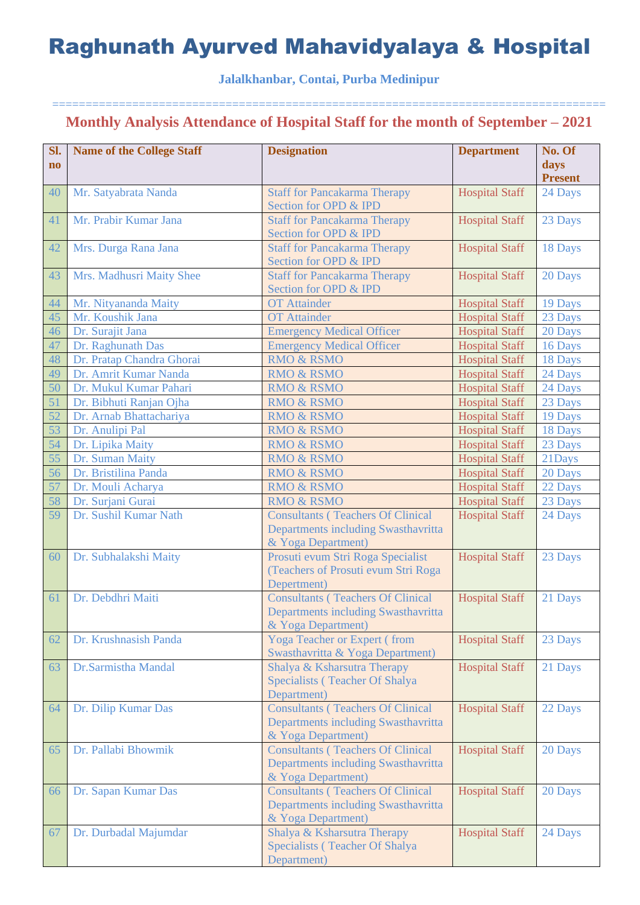# Raghunath Ayurved Mahavidyalaya & Hospital

**Jalalkhanbar, Contai, Purba Medinipur**

=====================================================================================

## Monthly Analysis Attendance of Hospital Staff for the month of September – 2021

| Sl. no | Name of the College Staff | Designation | Department | No. Of days Present |
|---|---|---|---|---|
| 40 | Mr. Satyabrata Nanda | Staff for Pancakarma Therapy Section for OPD & IPD | Hospital Staff | 24 Days |
| 41 | Mr. Prabir Kumar Jana | Staff for Pancakarma Therapy Section for OPD & IPD | Hospital Staff | 23 Days |
| 42 | Mrs. Durga Rana Jana | Staff for Pancakarma Therapy Section for OPD & IPD | Hospital Staff | 18 Days |
| 43 | Mrs. Madhusri Maity Shee | Staff for Pancakarma Therapy Section for OPD & IPD | Hospital Staff | 20 Days |
| 44 | Mr. Nityananda Maity | OT Attainder | Hospital Staff | 19 Days |
| 45 | Mr. Koushik Jana | OT Attainder | Hospital Staff | 23 Days |
| 46 | Dr. Surajit Jana | Emergency Medical Officer | Hospital Staff | 20 Days |
| 47 | Dr. Raghunath Das | Emergency Medical Officer | Hospital Staff | 16 Days |
| 48 | Dr. Pratap Chandra Ghorai | RMO & RSMO | Hospital Staff | 18 Days |
| 49 | Dr. Amrit Kumar Nanda | RMO & RSMO | Hospital Staff | 24 Days |
| 50 | Dr. Mukul Kumar Pahari | RMO & RSMO | Hospital Staff | 24 Days |
| 51 | Dr. Bibhuti Ranjan Ojha | RMO & RSMO | Hospital Staff | 23 Days |
| 52 | Dr. Arnab Bhattachariya | RMO & RSMO | Hospital Staff | 19 Days |
| 53 | Dr. Anulipi Pal | RMO & RSMO | Hospital Staff | 18 Days |
| 54 | Dr. Lipika Maity | RMO & RSMO | Hospital Staff | 23 Days |
| 55 | Dr. Suman Maity | RMO & RSMO | Hospital Staff | 21Days |
| 56 | Dr. Bristilina Panda | RMO & RSMO | Hospital Staff | 20 Days |
| 57 | Dr. Mouli Acharya | RMO & RSMO | Hospital Staff | 22 Days |
| 58 | Dr. Surjani Gurai | RMO & RSMO | Hospital Staff | 23 Days |
| 59 | Dr. Sushil Kumar Nath | Consultants ( Teachers Of Clinical Departments including Swasthavritta & Yoga Department) | Hospital Staff | 24 Days |
| 60 | Dr. Subhalakshi Maity | Prosuti evum Stri Roga Specialist (Teachers of Prosuti evum Stri Roga Depertment) | Hospital Staff | 23 Days |
| 61 | Dr. Debdhri Maiti | Consultants ( Teachers Of Clinical Departments including Swasthavritta & Yoga Department) | Hospital Staff | 21 Days |
| 62 | Dr. Krushnasish Panda | Yoga Teacher or Expert ( from Swasthavritta & Yoga Department) | Hospital Staff | 23 Days |
| 63 | Dr.Sarmistha Mandal | Shalya & Ksharsutra Therapy Specialists ( Teacher Of Shalya Department) | Hospital Staff | 21 Days |
| 64 | Dr. Dilip Kumar Das | Consultants ( Teachers Of Clinical Departments including Swasthavritta & Yoga Department) | Hospital Staff | 22 Days |
| 65 | Dr. Pallabi Bhowmik | Consultants ( Teachers Of Clinical Departments including Swasthavritta & Yoga Department) | Hospital Staff | 20 Days |
| 66 | Dr. Sapan Kumar Das | Consultants ( Teachers Of Clinical Departments including Swasthavritta & Yoga Department) | Hospital Staff | 20 Days |
| 67 | Dr. Durbadal Majumdar | Shalya & Ksharsutra Therapy Specialists ( Teacher Of Shalya Department) | Hospital Staff | 24 Days |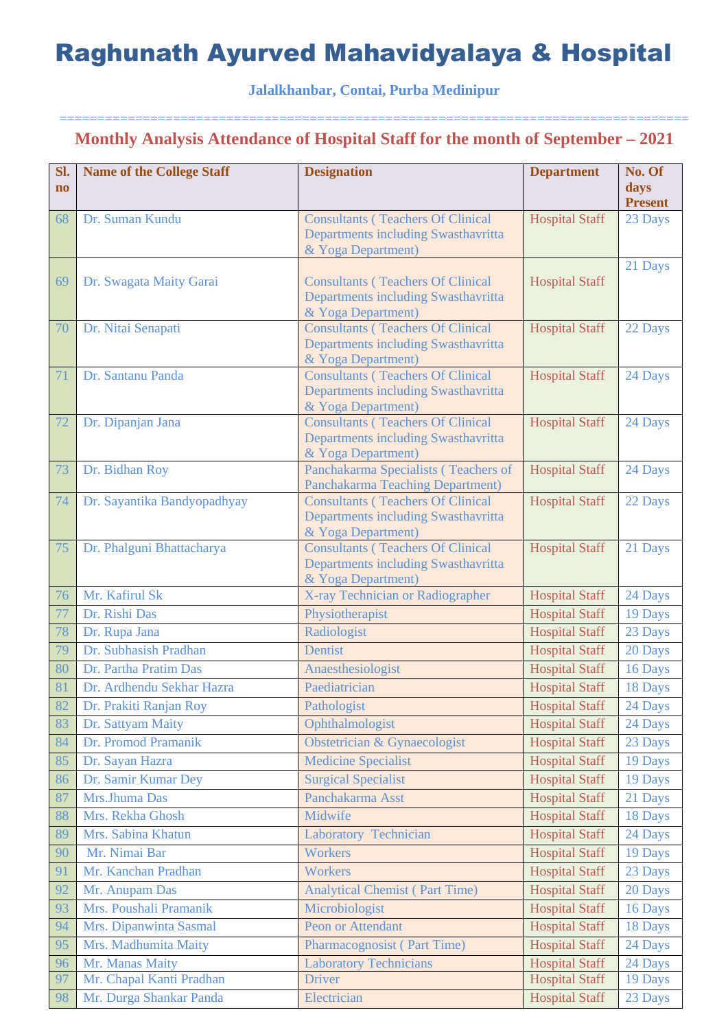# Raghunath Ayurved Mahavidyalaya & Hospital

**Jalalkhanbar, Contai, Purba Medinipur**

===============================================================================

## Monthly Analysis Attendance of Hospital Staff for the month of September – 2021

| Sl. no | Name of the College Staff | Designation | Department | No. Of days Present |
|---|---|---|---|---|
| 68 | Dr. Suman Kundu | Consultants ( Teachers Of Clinical Departments including Swasthavritta & Yoga Department) | Hospital Staff | 23 Days |
| 69 | Dr. Swagata Maity Garai | Consultants ( Teachers Of Clinical Departments including Swasthavritta & Yoga Department) | Hospital Staff | 21 Days |
| 70 | Dr. Nitai Senapati | Consultants ( Teachers Of Clinical Departments including Swasthavritta & Yoga Department) | Hospital Staff | 22 Days |
| 71 | Dr. Santanu Panda | Consultants ( Teachers Of Clinical Departments including Swasthavritta & Yoga Department) | Hospital Staff | 24 Days |
| 72 | Dr. Dipanjan Jana | Consultants ( Teachers Of Clinical Departments including Swasthavritta & Yoga Department) | Hospital Staff | 24 Days |
| 73 | Dr. Bidhan Roy | Panchakarma Specialists ( Teachers of Panchakarma Teaching Department) | Hospital Staff | 24 Days |
| 74 | Dr. Sayantika Bandyopadhyay | Consultants ( Teachers Of Clinical Departments including Swasthavritta & Yoga Department) | Hospital Staff | 22 Days |
| 75 | Dr. Phalguni Bhattacharya | Consultants ( Teachers Of Clinical Departments including Swasthavritta & Yoga Department) | Hospital Staff | 21 Days |
| 76 | Mr. Kafirul Sk | X-ray Technician or Radiographer | Hospital Staff | 24 Days |
| 77 | Dr. Rishi Das | Physiotherapist | Hospital Staff | 19 Days |
| 78 | Dr. Rupa Jana | Radiologist | Hospital Staff | 23 Days |
| 79 | Dr. Subhasish Pradhan | Dentist | Hospital Staff | 20 Days |
| 80 | Dr. Partha Pratim Das | Anaesthesiologist | Hospital Staff | 16 Days |
| 81 | Dr. Ardhendu Sekhar Hazra | Paediatrician | Hospital Staff | 18 Days |
| 82 | Dr. Prakiti Ranjan Roy | Pathologist | Hospital Staff | 24 Days |
| 83 | Dr. Sattyam Maity | Ophthalmologist | Hospital Staff | 24 Days |
| 84 | Dr. Promod Pramanik | Obstetrician & Gynaecologist | Hospital Staff | 23 Days |
| 85 | Dr. Sayan Hazra | Medicine Specialist | Hospital Staff | 19 Days |
| 86 | Dr. Samir Kumar Dey | Surgical Specialist | Hospital Staff | 19 Days |
| 87 | Mrs.Jhuma Das | Panchakarma Asst | Hospital Staff | 21 Days |
| 88 | Mrs. Rekha Ghosh | Midwife | Hospital Staff | 18 Days |
| 89 | Mrs. Sabina Khatun | Laboratory Technician | Hospital Staff | 24 Days |
| 90 | Mr. Nimai Bar | Workers | Hospital Staff | 19 Days |
| 91 | Mr. Kanchan Pradhan | Workers | Hospital Staff | 23 Days |
| 92 | Mr. Anupam Das | Analytical Chemist ( Part Time) | Hospital Staff | 20 Days |
| 93 | Mrs. Poushali Pramanik | Microbiologist | Hospital Staff | 16 Days |
| 94 | Mrs. Dipanwinta Sasmal | Peon or Attendant | Hospital Staff | 18 Days |
| 95 | Mrs. Madhumita Maity | Pharmacognosist ( Part Time) | Hospital Staff | 24 Days |
| 96 | Mr. Manas Maity | Laboratory Technicians | Hospital Staff | 24 Days |
| 97 | Mr. Chapal Kanti Pradhan | Driver | Hospital Staff | 19 Days |
| 98 | Mr. Durga Shankar Panda | Electrician | Hospital Staff | 23 Days |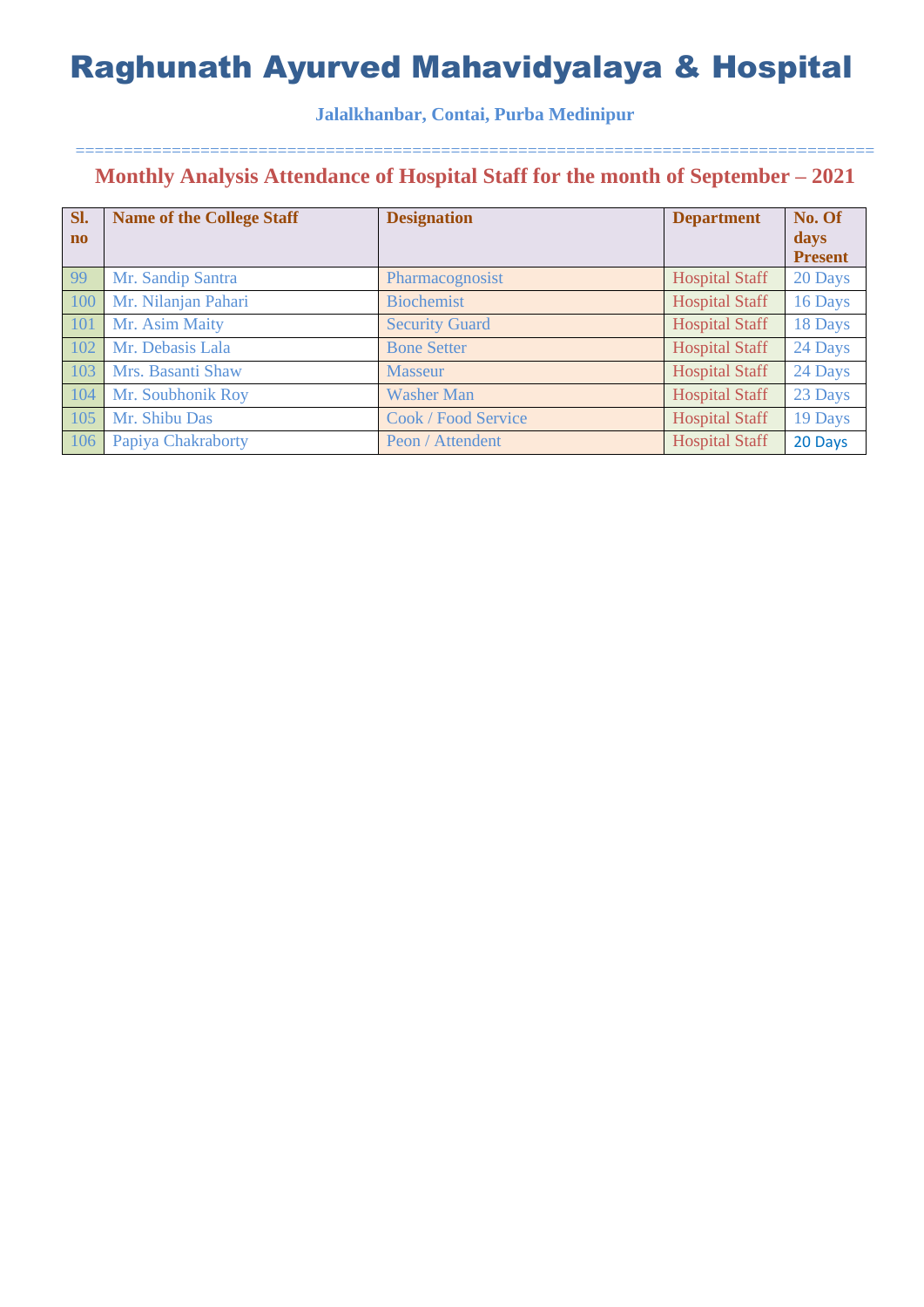# Raghunath Ayurved Mahavidyalaya & Hospital

**Jalalkhanbar, Contai, Purba Medinipur**

==================================================================================

## Monthly Analysis Attendance of Hospital Staff for the month of September – 2021

| Sl. no | Name of the College Staff | Designation | Department | No. Of days Present |
|---|---|---|---|---|
| 99 | Mr. Sandip Santra | Pharmacognosist | Hospital Staff | 20 Days |
| 100 | Mr. Nilanjan Pahari | Biochemist | Hospital Staff | 16 Days |
| 101 | Mr. Asim Maity | Security Guard | Hospital Staff | 18 Days |
| 102 | Mr. Debasis Lala | Bone Setter | Hospital Staff | 24 Days |
| 103 | Mrs. Basanti Shaw | Masseur | Hospital Staff | 24 Days |
| 104 | Mr. Soubhonik Roy | Washer Man | Hospital Staff | 23 Days |
| 105 | Mr. Shibu Das | Cook / Food Service | Hospital Staff | 19 Days |
| 106 | Papiya Chakraborty | Peon / Attendent | Hospital Staff | 20 Days |